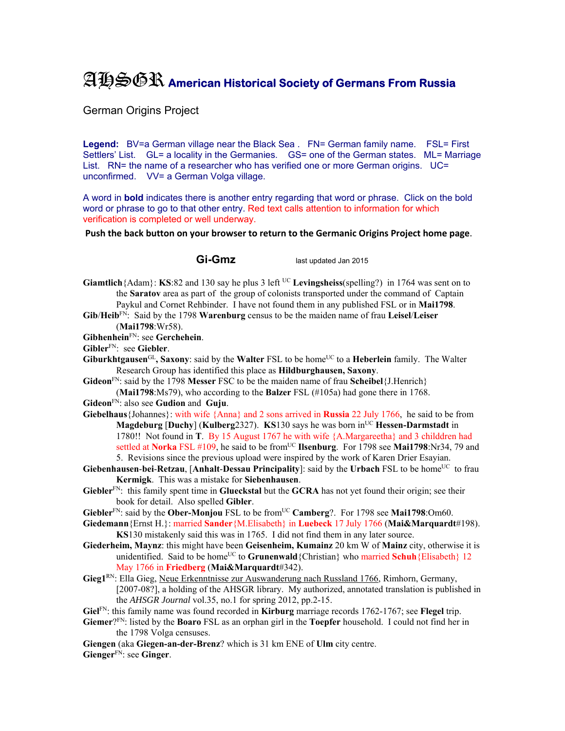# AHSGR American Historical Society of Germans From Russia

German Origins Project

**Legend:** BV=a German village near the Black Sea . FN= German family name. FSL= First Settlers' List. GL= a locality in the Germanies. GS= one of the German states. ML= Marriage List. RN= the name of a researcher who has verified one or more German origins. UC= unconfirmed. VV= a German Volga village.

A word in **bold** indicates there is another entry regarding that word or phrase. Click on the bold word or phrase to go to that other entry. Red text calls attention to information for which verification is completed or well underway.

**Push the back button on your browser to return to the Germanic Origins Project home page**.

## Gi-Gmz

last updated Jan 2015

**Giamtlich**{Adam}: **KS**:82 and 130 say he plus 3 left [UC] **Levingsheiss**(spelling?) in 1764 was sent on to the **Saratov** area as part of the group of colonists transported under the command of Captain Paykul and Cornet Rehbinder. I have not found them in any published FSL or in **Mai1798**.

**Gib**/**Heib**[FN]: Said by the 1798 **Warenburg** census to be the maiden name of frau **Leisel**/**Leiser** (**Mai1798**:Wr58).

**Gibhenhein**[FN]: see **Gerchehein**.

**Gibler**[FN]: see **Giebler**.

**Giburkhtgausen**[GL], **Saxony**: said by the **Walter** FSL to be home[UC] to a **Heberlein** family. The Walter Research Group has identified this place as **Hildburghausen, Saxony**.

**Gideon**[FN]: said by the 1798 **Messer** FSC to be the maiden name of frau **Scheibel**{J.Henrich} (**Mai1798**:Ms79), who according to the **Balzer** FSL (#105a) had gone there in 1768.

**Gideon**[FN]: also see **Gudion** and **Guju**.

**Giebelhaus**{Johannes}: with wife {Anna} and 2 sons arrived in **Russia** 22 July 1766, he said to be from **Magdeburg** [**Duchy**] (**Kulberg**2327). **KS**130 says he was born in[UC] **Hessen-Darmstadt** in 1780!! Not found in **T**. By 15 August 1767 he with wife {A.Margareetha} and 3 childdren had settled at **Norka** FSL #109, he said to be from[UC] **Ilsenburg**. For 1798 see **Mai1798**:Nr34, 79 and 5. Revisions since the previous upload were inspired by the work of Karen Drier Esayian.

**Giebenhausen-bei-Retzau**, [**Anhalt-Dessau Principality**]: said by the **Urbach** FSL to be home[UC] to frau **Kermigk**. This was a mistake for **Siebenhausen**.

**Giebler**[FN]: this family spent time in **Glueckstal** but the **GCRA** has not yet found their origin; see their book for detail. Also spelled **Gibler**.

**Giebler**[FN]: said by the **Ober-Monjou** FSL to be from[UC] **Camberg**?. For 1798 see **Mai1798**:Om60.

**Giedemann**{Ernst H.}: married **Sander**{M.Elisabeth} in **Luebeck** 17 July 1766 (**Mai&Marquardt**#198). **KS**130 mistakenly said this was in 1765. I did not find them in any later source.

**Giederheim, Maynz**: this might have been **Geisenheim, Kumainz** 20 km W of **Mainz** city, otherwise it is unidentified. Said to be home[UC] to **Grunenwald**{Christian} who married **Schuh**{Elisabeth} 12 May 1766 in **Friedberg** (**Mai&Marquardt**#342).

**Gieg1**[RN]: Ella Gieg, Neue Erkenntnisse zur Auswanderung nach Russland 1766, Rimhorn, Germany, [2007-08?], a holding of the AHSGR library. My authorized, annotated translation is published in the *AHSGR Journal* vol.35, no.1 for spring 2012, pp.2-15.

**Giel**[FN]: this family name was found recorded in **Kirburg** marriage records 1762-1767; see **Flegel** trip.

**Giemer**?[FN]: listed by the **Boaro** FSL as an orphan girl in the **Toepfer** household. I could not find her in the 1798 Volga censuses.

**Giengen** (aka **Giegen-an-der-Brenz**? which is 31 km ENE of **Ulm** city centre.

**Gienger**[FN]: see **Ginger**.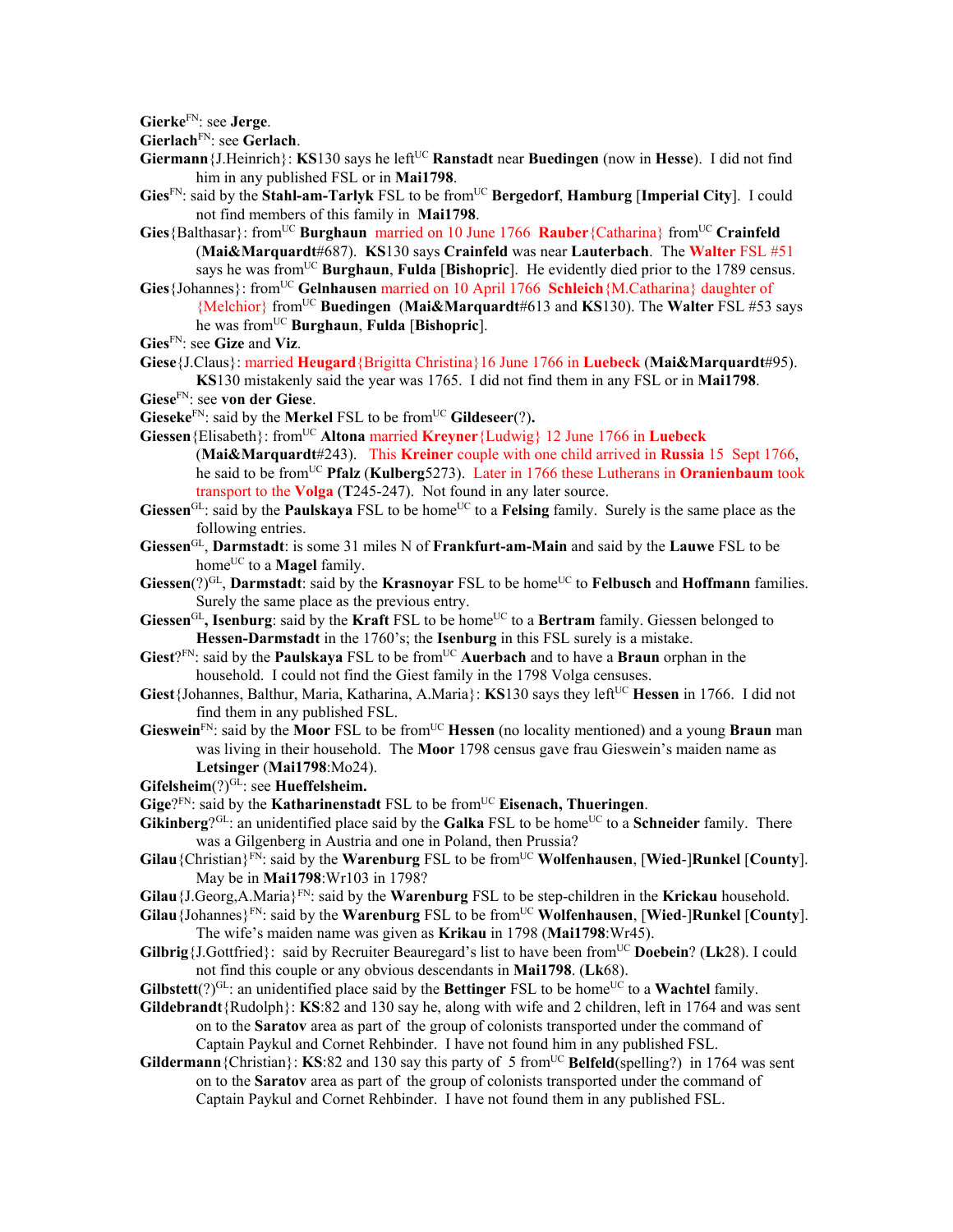**Gierke**[FN]: see **Jerge**.

**Gierlach**[FN]: see **Gerlach**.

**Giermann**{J.Heinrich}: **KS**130 says he left[UC] **Ranstadt** near **Buedingen** (now in **Hesse**). I did not find him in any published FSL or in **Mai1798**.

**Gies**[FN]: said by the **Stahl-am-Tarlyk** FSL to be from[UC] **Bergedorf**, **Hamburg** [**Imperial City**]. I could not find members of this family in **Mai1798**.

**Gies**{Balthasar}: from[UC] **Burghaun** married on 10 June 1766 **Rauber**{Catharina} from[UC] **Crainfeld** (**Mai&Marquardt**#687). **KS**130 says **Crainfeld** was near **Lauterbach**. The **Walter** FSL #51 says he was from[UC] **Burghaun**, **Fulda** [**Bishopric**]. He evidently died prior to the 1789 census.

**Gies**{Johannes}: from[UC] **Gelnhausen** married on 10 April 1766 **Schleich**{M.Catharina} daughter of {Melchior} from[UC] **Buedingen** (**Mai&Marquardt**#613 and **KS**130). The **Walter** FSL #53 says he was from[UC] **Burghaun**, **Fulda** [**Bishopric**].

**Gies**[FN]: see **Gize** and **Viz**.

**Giese**{J.Claus}: married **Heugard**{Brigitta Christina}16 June 1766 in **Luebeck** (**Mai&Marquardt**#95). **KS**130 mistakenly said the year was 1765. I did not find them in any FSL or in **Mai1798**.

**Giese**[FN]: see **von der Giese**.

**Gieseke**[FN]: said by the **Merkel** FSL to be from[UC] **Gildeseer**(?).

**Giessen**{Elisabeth}: from[UC] **Altona** married **Kreyner**{Ludwig} 12 June 1766 in **Luebeck** (**Mai&Marquardt**#243). This **Kreiner** couple with one child arrived in **Russia** 15 Sept 1766, he said to be from[UC] **Pfalz** (**Kulberg**5273). Later in 1766 these Lutherans in **Oranienbaum** took transport to the **Volga** (**T**245-247). Not found in any later source.

**Giessen**[GL]: said by the **Paulskaya** FSL to be home[UC] to a **Felsing** family. Surely is the same place as the following entries.

**Giessen**[GL], **Darmstadt**: is some 31 miles N of **Frankfurt-am-Main** and said by the **Lauwe** FSL to be home[UC] to a **Magel** family.

**Giessen**(?)[GL], **Darmstadt**: said by the **Krasnoyar** FSL to be home[UC] to **Felbusch** and **Hoffmann** families. Surely the same place as the previous entry.

**Giessen**[GL], **Isenburg**: said by the **Kraft** FSL to be home[UC] to a **Bertram** family. Giessen belonged to **Hessen-Darmstadt** in the 1760's; the **Isenburg** in this FSL surely is a mistake.

**Giest**?[FN]: said by the **Paulskaya** FSL to be from[UC] **Auerbach** and to have a **Braun** orphan in the household. I could not find the Giest family in the 1798 Volga censuses.

**Giest**{Johannes, Balthur, Maria, Katharina, A.Maria}: **KS**130 says they left[UC] **Hessen** in 1766. I did not find them in any published FSL.

**Gieswein**[FN]: said by the **Moor** FSL to be from[UC] **Hessen** (no locality mentioned) and a young **Braun** man was living in their household. The **Moor** 1798 census gave frau Gieswein's maiden name as **Letsinger** (**Mai1798**:Mo24).

**Gifelsheim**(?)[GL]: see **Hueffelsheim.**

**Gige**?[FN]: said by the **Katharinenstadt** FSL to be from[UC] **Eisenach, Thueringen**.

**Gikinberg**?[GL]: an unidentified place said by the **Galka** FSL to be home[UC] to a **Schneider** family. There was a Gilgenberg in Austria and one in Poland, then Prussia?

**Gilau**{Christian}[FN]: said by the **Warenburg** FSL to be from[UC] **Wolfenhausen**, [**Wied**-]**Runkel** [**County**]. May be in **Mai1798**:Wr103 in 1798?

**Gilau**{J.Georg,A.Maria}[FN]: said by the **Warenburg** FSL to be step-children in the **Krickau** household.

**Gilau**{Johannes}[FN]: said by the **Warenburg** FSL to be from[UC] **Wolfenhausen**, [**Wied**-]**Runkel** [**County**]. The wife's maiden name was given as **Krikau** in 1798 (**Mai1798**:Wr45).

**Gilbrig**{J.Gottfried}: said by Recruiter Beauregard's list to have been from[UC] **Doebein**? (**Lk**28). I could not find this couple or any obvious descendants in **Mai1798**. (**Lk**68).

**Gilbstett**(?)[GL]: an unidentified place said by the **Bettinger** FSL to be home[UC] to a **Wachtel** family.

**Gildebrandt**{Rudolph}: **KS**:82 and 130 say he, along with wife and 2 children, left in 1764 and was sent on to the **Saratov** area as part of the group of colonists transported under the command of Captain Paykul and Cornet Rehbinder. I have not found him in any published FSL.

**Gildermann**{Christian}: **KS**:82 and 130 say this party of 5 from[UC] **Belfeld**(spelling?) in 1764 was sent on to the **Saratov** area as part of the group of colonists transported under the command of Captain Paykul and Cornet Rehbinder. I have not found them in any published FSL.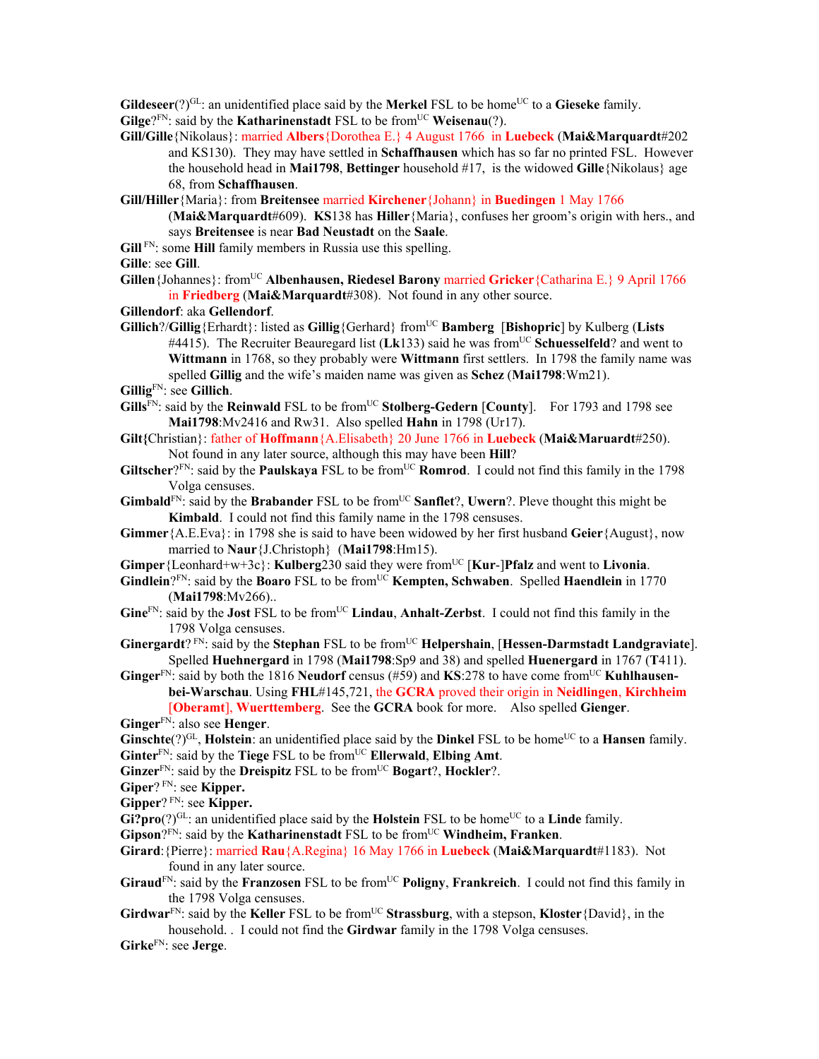**Gildeseer**(?)[GL]: an unidentified place said by the **Merkel** FSL to be home[UC] to a **Gieseke** family.

**Gilge**?[FN]: said by the **Katharinenstadt** FSL to be from[UC] **Weisenau**(?).

**Gill/Gille**{Nikolaus}: married **Albers**{Dorothea E.} 4 August 1766 in **Luebeck** (**Mai&Marquardt**#202 and KS130). They may have settled in **Schaffhausen** which has so far no printed FSL. However the household head in **Mai1798**, **Bettinger** household #17, is the widowed **Gille**{Nikolaus} age 68, from **Schaffhausen**.

**Gill/Hiller**{Maria}: from **Breitensee** married **Kirchener**{Johann} in **Buedingen** 1 May 1766 (**Mai&Marquardt**#609). **KS**138 has **Hiller**{Maria}, confuses her groom's origin with hers., and says **Breitensee** is near **Bad Neustadt** on the **Saale**.

**Gill** [FN]: some **Hill** family members in Russia use this spelling.

**Gille**: see **Gill**.

**Gillen**{Johannes}: from[UC] **Albenhausen, Riedesel Barony** married **Gricker**{Catharina E.} 9 April 1766 in **Friedberg** (**Mai&Marquardt**#308). Not found in any other source.

**Gillendorf**: aka **Gellendorf**.

**Gillich**?/**Gillig**{Erhardt}: listed as **Gillig**{Gerhard} from[UC] **Bamberg** [**Bishopric**] by Kulberg (**Lists** #4415). The Recruiter Beauregard list (**Lk**133) said he was from[UC] **Schuesselfeld**? and went to **Wittmann** in 1768, so they probably were **Wittmann** first settlers. In 1798 the family name was spelled **Gillig** and the wife's maiden name was given as **Schez** (**Mai1798**:Wm21).

**Gillig**[FN]: see **Gillich**.

**Gills**[FN]: said by the **Reinwald** FSL to be from[UC] **Stolberg-Gedern** [**County**]. For 1793 and 1798 see **Mai1798**:Mv2416 and Rw31. Also spelled **Hahn** in 1798 (Ur17).

**Gilt{**Christian}: father of **Hoffmann**{A.Elisabeth} 20 June 1766 in **Luebeck** (**Mai&Maruardt**#250). Not found in any later source, although this may have been **Hill**?

**Giltscher**?[FN]: said by the **Paulskaya** FSL to be from[UC] **Romrod**. I could not find this family in the 1798 Volga censuses.

**Gimbald**[FN]: said by the **Brabander** FSL to be from[UC] **Sanflet**?, **Uwern**?. Pleve thought this might be **Kimbald**. I could not find this family name in the 1798 censuses.

**Gimmer**{A.E.Eva}: in 1798 she is said to have been widowed by her first husband **Geier**{August}, now married to **Naur**{J.Christoph} (**Mai1798**:Hm15).

**Gimper**{Leonhard+w+3c}: **Kulberg**230 said they were from[UC] [**Kur**-]**Pfalz** and went to **Livonia**.

**Gindlein**?[FN]: said by the **Boaro** FSL to be from[UC] **Kempten, Schwaben**. Spelled **Haendlein** in 1770 (**Mai1798**:Mv266)..

**Gine**[FN]: said by the **Jost** FSL to be from[UC] **Lindau**, **Anhalt-Zerbst**. I could not find this family in the 1798 Volga censuses.

**Ginergardt**? [FN]: said by the **Stephan** FSL to be from[UC] **Helpershain**, [**Hessen-Darmstadt Landgraviate**]. Spelled **Huehnergard** in 1798 (**Mai1798**:Sp9 and 38) and spelled **Huenergard** in 1767 (**T**411).

**Ginger**[FN]: said by both the 1816 **Neudorf** census (#59) and **KS**:278 to have come from[UC] **Kuhlhausen-bei-Warschau**. Using **FHL**#145,721, the **GCRA** proved their origin in **Neidlingen**, **Kirchheim** [**Oberamt**], **Wuerttemberg**. See the **GCRA** book for more. Also spelled **Gienger**.

**Ginger**[FN]: also see **Henger**.

**Ginschte**(?)[GL], **Holstein**: an unidentified place said by the **Dinkel** FSL to be home[UC] to a **Hansen** family.

**Ginter**[FN]: said by the **Tiege** FSL to be from[UC] **Ellerwald**, **Elbing Amt**.

**Ginzer**[FN]: said by the **Dreispitz** FSL to be from[UC] **Bogart**?, **Hockler**?.

**Giper**? [FN]: see **Kipper.**

**Gipper**? [FN]: see **Kipper.**

**Gi?pro**(?)[GL]: an unidentified place said by the **Holstein** FSL to be home[UC] to a **Linde** family.

**Gipson**?[FN]: said by the **Katharinenstadt** FSL to be from[UC] **Windheim, Franken**.

**Girard**:{Pierre}: married **Rau**{A.Regina} 16 May 1766 in **Luebeck** (**Mai&Marquardt**#1183). Not found in any later source.

**Giraud**[FN]: said by the **Franzosen** FSL to be from[UC] **Poligny**, **Frankreich**. I could not find this family in the 1798 Volga censuses.

**Girdwar**[FN]: said by the **Keller** FSL to be from[UC] **Strassburg**, with a stepson, **Kloster**{David}, in the household. . I could not find the **Girdwar** family in the 1798 Volga censuses.

**Girke**[FN]: see **Jerge**.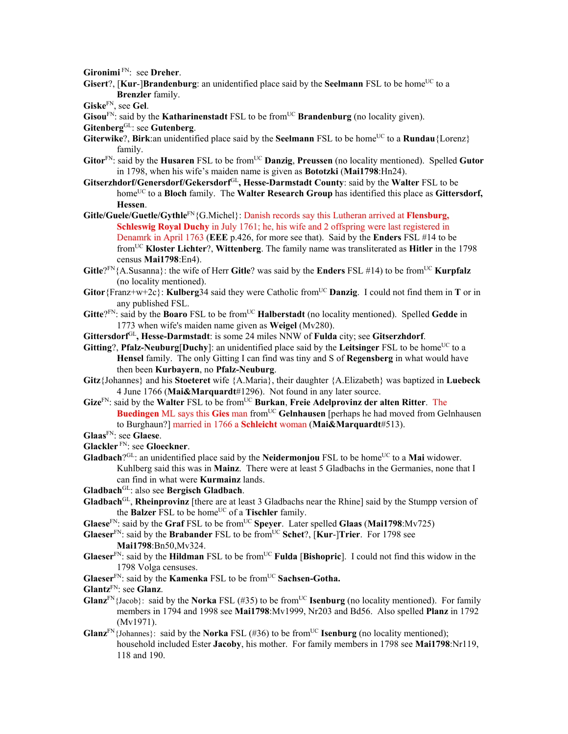**Gironimi** [FN]: see **Dreher**.

**Gisert**?, [**Kur**-]**Brandenburg**: an unidentified place said by the **Seelmann** FSL to be home[UC] to a **Brenzler** family.

**Giske**[FN], see **Gel**.

**Gisou**[FN]: said by the **Katharinenstadt** FSL to be from[UC] **Brandenburg** (no locality given).

**Gitenberg**[GL]: see **Gutenberg**.

**Giterwike**?, **Birk**:an unidentified place said by the **Seelmann** FSL to be home[UC] to a **Rundau**{Lorenz} family.

**Gitor**[FN]: said by the **Husaren** FSL to be from[UC] **Danzig**, **Preussen** (no locality mentioned). Spelled **Gutor** in 1798, when his wife's maiden name is given as **Bototzki** (**Mai1798**:Hn24).

**Gitserzhdorf/Genersdorf/Gekersdorf**[GL]**, Hesse-Darmstadt County**: said by the **Walter** FSL to be home[UC] to a **Bloch** family. The **Walter Research Group** has identified this place as **Gittersdorf, Hessen**.

**Gitle/Guele/Guetle/Gythle**[FN]{G.Michel}: Danish records say this Lutheran arrived at **Flensburg, Schleswig Royal Duchy** in July 1761; he, his wife and 2 offspring were last registered in Denamrk in April 1763 (**EEE** p.426, for more see that). Said by the **Enders** FSL #14 to be from[UC] **Kloster Lichter**?, **Wittenberg**. The family name was transliterated as **Hitler** in the 1798 census **Mai1798**:En4).

**Gitle**?[FN]{A.Susanna}: the wife of Herr **Gitle**? was said by the **Enders** FSL #14) to be from[UC] **Kurpfalz** (no locality mentioned).

**Gitor**{Franz+w+2c}: **Kulberg**34 said they were Catholic from[UC] **Danzig**. I could not find them in **T** or in any published FSL.

**Gitte**?[FN]: said by the **Boaro** FSL to be from[UC] **Halberstadt** (no locality mentioned). Spelled **Gedde** in 1773 when wife's maiden name given as **Weigel** (Mv280).

**Gittersdorf**[GL]**, Hesse-Darmstadt**: is some 24 miles NNW of **Fulda** city; see **Gitserzhdorf**.

**Gitting**?, **Pfalz-Neuburg**[**Duchy**]: an unidentified place said by the **Leitsinger** FSL to be home[UC] to a **Hensel** family. The only Gitting I can find was tiny and S of **Regensberg** in what would have then been **Kurbayern**, no **Pfalz-Neuburg**.

**Gitz**{Johannes} and his **Stoeteret** wife {A.Maria}, their daughter {A.Elizabeth} was baptized in **Luebeck** 4 June 1766 (**Mai&Marquardt**#1296). Not found in any later source.

**Gize**[FN]: said by the **Walter** FSL to be from[UC] **Burkan**, **Freie Adelprovinz der alten Ritter**. The **Buedingen** ML says this **Gies** man from[UC] **Gelnhausen** [perhaps he had moved from Gelnhausen to Burghaun?] married in 1766 a **Schleicht** woman (**Mai&Marquardt**#513).

**Glaas**[FN]: see **Glaese**.

**Glackler** [FN]: see **Gloeckner**.

**Gladbach**?[GL]: an unidentified place said by the **Neidermonjou** FSL to be home[UC] to a **Mai** widower. Kuhlberg said this was in **Mainz**. There were at least 5 Gladbachs in the Germanies, none that I can find in what were **Kurmainz** lands.

**Gladbach**[GL]: also see **Bergisch Gladbach**.

**Gladbach**[GL], **Rheinprovinz** [there are at least 3 Gladbachs near the Rhine] said by the Stumpp version of the **Balzer** FSL to be home[UC] of a **Tischler** family.

**Glaese**[FN]: said by the **Graf** FSL to be from[UC] **Speyer**. Later spelled **Glaas** (**Mai1798**:Mv725)

**Glaeser**[FN]: said by the **Brabander** FSL to be from[UC] **Schet**?, [**Kur**-]**Trier**. For 1798 see **Mai1798**:Bn50,Mv324.

**Glaeser**[FN]: said by the **Hildman** FSL to be from[UC] **Fulda** [**Bishopric**]. I could not find this widow in the 1798 Volga censuses.

**Glaeser**[FN]: said by the **Kamenka** FSL to be from[UC] **Sachsen-Gotha.**

**Glantz**[FN]: see **Glanz**.

**Glanz**[FN]{Jacob}: said by the **Norka** FSL (#35) to be from[UC] **Isenburg** (no locality mentioned). For family members in 1794 and 1998 see **Mai1798**:Mv1999, Nr203 and Bd56. Also spelled **Planz** in 1792 (Mv1971).

**Glanz**[FN]{Johannes}: said by the **Norka** FSL (#36) to be from[UC] **Isenburg** (no locality mentioned); household included Ester **Jacoby**, his mother. For family members in 1798 see **Mai1798**:Nr119, 118 and 190.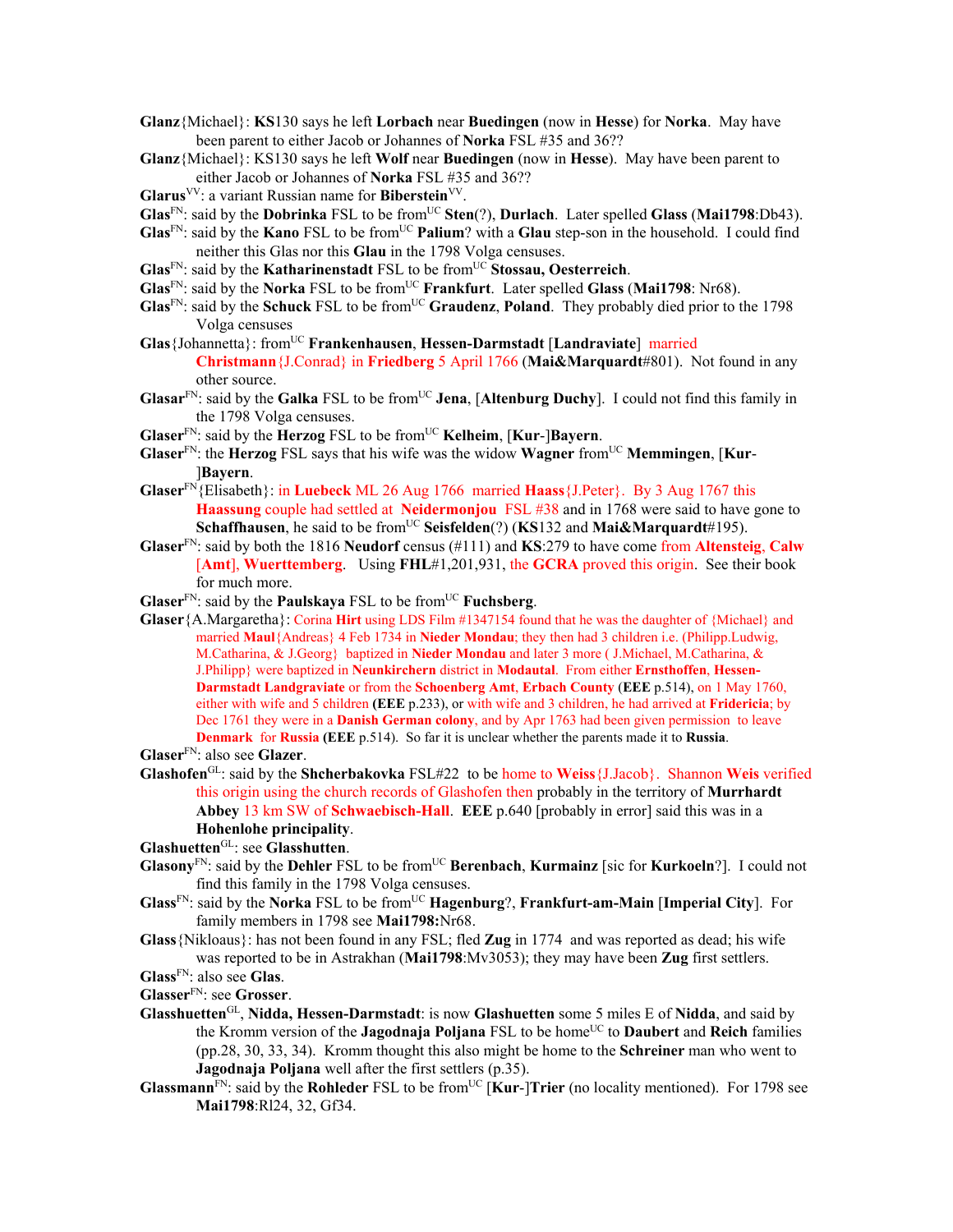**Glanz**{Michael}: **KS**130 says he left **Lorbach** near **Buedingen** (now in **Hesse**) for **Norka**. May have been parent to either Jacob or Johannes of **Norka** FSL #35 and 36??

**Glanz**{Michael}: KS130 says he left **Wolf** near **Buedingen** (now in **Hesse**). May have been parent to either Jacob or Johannes of **Norka** FSL #35 and 36??

**Glarus**[VV]: a variant Russian name for **Biberstein**[VV].

**Glas**[FN]: said by the **Dobrinka** FSL to be from[UC] **Sten**(?), **Durlach**. Later spelled **Glass** (**Mai1798**:Db43).

**Glas**[FN]: said by the **Kano** FSL to be from[UC] **Palium**? with a **Glau** step-son in the household. I could find neither this Glas nor this **Glau** in the 1798 Volga censuses.

**Glas**[FN]: said by the **Katharinenstadt** FSL to be from[UC] **Stossau, Oesterreich**.

**Glas**[FN]: said by the **Norka** FSL to be from[UC] **Frankfurt**. Later spelled **Glass** (**Mai1798**: Nr68).

**Glas**[FN]: said by the **Schuck** FSL to be from[UC] **Graudenz, Poland**. They probably died prior to the 1798 Volga censuses

**Glas**{Johannetta}: from[UC] **Frankenhausen, Hessen-Darmstadt** [**Landraviate**] married **Christmann**{J.Conrad} in **Friedberg** 5 April 1766 (**Mai&Marquardt**#801). Not found in any other source.

**Glasar**[FN]: said by the **Galka** FSL to be from[UC] **Jena**, [**Altenburg Duchy**]. I could not find this family in the 1798 Volga censuses.

**Glaser**[FN]: said by the **Herzog** FSL to be from[UC] **Kelheim**, [**Kur**-]**Bayern**.

**Glaser**[FN]: the **Herzog** FSL says that his wife was the widow **Wagner** from[UC] **Memmingen**, [**Kur**-]**Bayern**.

**Glaser**[FN]{Elisabeth}: in **Luebeck** ML 26 Aug 1766 married **Haass**{J.Peter}. By 3 Aug 1767 this **Haassung** couple had settled at **Neidermonjou** FSL #38 and in 1768 were said to have gone to **Schaffhausen**, he said to be from[UC] **Seisfelden**(?) (**KS**132 and **Mai&Marquardt**#195).

**Glaser**[FN]: said by both the 1816 **Neudorf** census (#111) and **KS**:279 to have come from **Altensteig**, **Calw** [**Amt**], **Wuerttemberg**. Using **FHL**#1,201,931, the **GCRA** proved this origin. See their book for much more.

**Glaser**[FN]: said by the **Paulskaya** FSL to be from[UC] **Fuchsberg**.

**Glaser**{A.Margaretha}: Corina **Hirt** using LDS Film #1347154 found that he was the daughter of {Michael} and married **Maul**{Andreas} 4 Feb 1734 in **Nieder Mondau**; they then had 3 children i.e. (Philipp.Ludwig, M.Catharina, & J.Georg} baptized in **Nieder Mondau** and later 3 more ( J.Michael, M.Catharina, & J.Philipp} were baptized in **Neunkirchern** district in **Modautal**. From either **Ernsthoffen**, **Hessen-Darmstadt Landgraviate** or from the **Schoenberg Amt**, **Erbach County** (**EEE** p.514), on 1 May 1760, either with wife and 5 children (**EEE** p.233), or with wife and 3 children, he had arrived at **Fridericia**; by Dec 1761 they were in a **Danish German colony**, and by Apr 1763 had been given permission to leave **Denmark** for **Russia** (**EEE** p.514). So far it is unclear whether the parents made it to **Russia**.

**Glaser**[FN]: also see **Glazer**.

**Glashofen**[GL]: said by the **Shcherbakovka** FSL#22 to be home to **Weiss**{J.Jacob}. Shannon **Weis** verified this origin using the church records of Glashofen then probably in the territory of **Murrhardt Abbey** 13 km SW of **Schwaebisch-Hall**. **EEE** p.640 [probably in error] said this was in a **Hohenlohe principality**.

**Glashuetten**[GL]: see **Glasshutten**.

**Glasony**[FN]: said by the **Dehler** FSL to be from[UC] **Berenbach**, **Kurmainz** [sic for **Kurkoeln**?]. I could not find this family in the 1798 Volga censuses.

**Glass**[FN]: said by the **Norka** FSL to be from[UC] **Hagenburg**?, **Frankfurt-am-Main** [**Imperial City**]. For family members in 1798 see **Mai1798:**Nr68.

**Glass**{Nikloaus}: has not been found in any FSL; fled **Zug** in 1774 and was reported as dead; his wife was reported to be in Astrakhan (**Mai1798**:Mv3053); they may have been **Zug** first settlers.

**Glass**[FN]: also see **Glas**.

**Glasser**[FN]: see **Grosser**.

**Glasshuetten**[GL], **Nidda, Hessen-Darmstadt**: is now **Glashuetten** some 5 miles E of **Nidda**, and said by the Kromm version of the **Jagodnaja Poljana** FSL to be home[UC] to **Daubert** and **Reich** families (pp.28, 30, 33, 34). Kromm thought this also might be home to the **Schreiner** man who went to **Jagodnaja Poljana** well after the first settlers (p.35).

**Glassmann**[FN]: said by the **Rohleder** FSL to be from[UC] [**Kur**-]**Trier** (no locality mentioned). For 1798 see **Mai1798**:Rl24, 32, Gf34.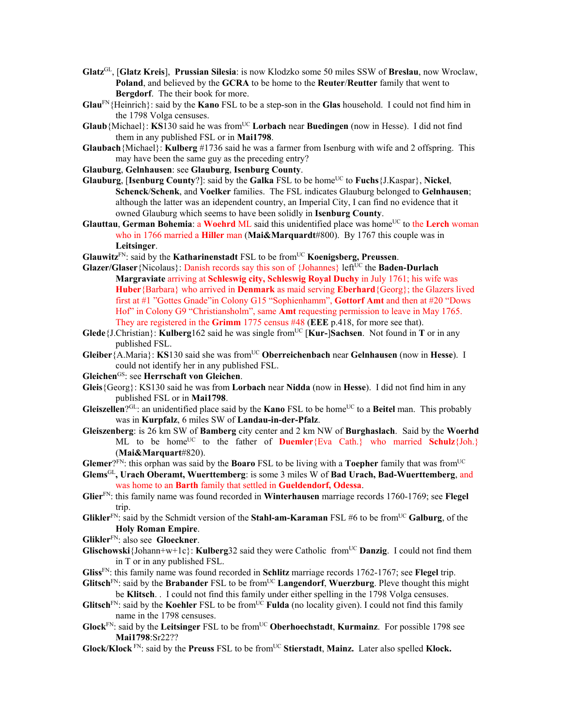**Glatz**[GL], [**Glatz Kreis**], **Prussian Silesia**: is now Klodzko some 50 miles SSW of **Breslau**, now Wroclaw, **Poland**, and believed by the **GCRA** to be home to the **Reuter**/**Reutter** family that went to **Bergdorf**. The their book for more.

**Glau**[FN]{Heinrich}: said by the **Kano** FSL to be a step-son in the **Glas** household. I could not find him in the 1798 Volga censuses.

**Glaub**{Michael}: **KS**130 said he was from[UC] **Lorbach** near **Buedingen** (now in Hesse). I did not find them in any published FSL or in **Mai1798**.

**Glaubach**{Michael}: **Kulberg** #1736 said he was a farmer from Isenburg with wife and 2 offspring. This may have been the same guy as the preceding entry?

**Glauburg**, **Gelnhausen**: see **Glauburg**, **Isenburg County**.

**Glauburg**, [**Isenburg County**?]: said by the **Galka** FSL to be home[UC] to **Fuchs**{J.Kaspar}, **Nickel**, **Schenck**/**Schenk**, and **Voelker** families. The FSL indicates Glauburg belonged to **Gelnhausen**; although the latter was an idependent country, an Imperial City, I can find no evidence that it owned Glauburg which seems to have been solidly in **Isenburg County**.

**Glauttau**, **German Bohemia**: a **Woehrd** ML said this unidentified place was home[UC] to the **Lerch** woman who in 1766 married a **Hiller** man (**Mai&Marquardt**#800). By 1767 this couple was in **Leitsinger**.

**Glauwitz**[FN]: said by the **Katharinenstadt** FSL to be from[UC] **Koenigsberg, Preussen**.

**Glazer/Glaser**{Nicolaus}: Danish records say this son of {Johannes} left[UC] the **Baden-Durlach Margraviate** arriving at **Schleswig city, Schleswig Royal Duchy** in July 1761; his wife was **Huber**{Barbara} who arrived in **Denmark** as maid serving **Eberhard**{Georg}; the Glazers lived first at #1 "Gottes Gnade"in Colony G15 "Sophienhamm", **Gottorf Amt** and then at #20 "Dows Hof" in Colony G9 "Christiansholm", same **Amt** requesting permission to leave in May 1765. They are registered in the **Grimm** 1775 census #48 (**EEE** p.418, for more see that).

**Glede**{J.Christian}: **Kulberg**162 said he was single from[UC] [**Kur-**]**Sachsen**. Not found in **T** or in any published FSL.

**Gleiber**{A.Maria}: **KS**130 said she was from[UC] **Oberreichenbach** near **Gelnhausen** (now in **Hesse**). I could not identify her in any published FSL.

**Gleichen**[GS]: see **Herrschaft von Gleichen**.

**Gleis**{Georg}: KS130 said he was from **Lorbach** near **Nidda** (now in **Hesse**). I did not find him in any published FSL or in **Mai1798**.

**Gleiszellen**?[GL]: an unidentified place said by the **Kano** FSL to be home[UC] to a **Beitel** man. This probably was in **Kurpfalz**, 6 miles SW of **Landau-in-der-Pfalz**.

**Gleiszenberg**: is 26 km SW of **Bamberg** city center and 2 km NW of **Burghaslach**. Said by the **Woerhd** ML to be home[UC] to the father of **Duemler**{Eva Cath.} who married **Schulz**{Joh.} (**Mai&Marquart**#820).

**Glemer**?[FN]: this orphan was said by the **Boaro** FSL to be living with a **Toepher** family that was from[UC]

**Glems**[GL], **Urach Oberamt, Wuerttemberg**: is some 3 miles W of **Bad Urach, Bad-Wuerttemberg**, and was home to an **Barth** family that settled in **Gueldendorf, Odessa**.

**Glier**[FN]: this family name was found recorded in **Winterhausen** marriage records 1760-1769; see **Flegel** trip.

**Glikler**[FN]: said by the Schmidt version of the **Stahl-am-Karaman** FSL #6 to be from[UC] **Galburg**, of the **Holy Roman Empire**.

**Glikler**[FN]: also see **Gloeckner**.

**Glischowski**{Johann+w+1c}: **Kulberg**32 said they were Catholic from[UC] **Danzig**. I could not find them in T or in any published FSL.

**Gliss**[FN]: this family name was found recorded in **Schlitz** marriage records 1762-1767; see **Flegel** trip.

**Glitsch**[FN]: said by the **Brabander** FSL to be from[UC] **Langendorf**, **Wuerzburg**. Pleve thought this might be **Klitsch**. . I could not find this family under either spelling in the 1798 Volga censuses.

**Glitsch**[FN]: said by the **Koehler** FSL to be from[UC] **Fulda** (no locality given). I could not find this family name in the 1798 censuses.

**Glock**[FN]: said by the **Leitsinger** FSL to be from[UC] **Oberhoechstadt**, **Kurmainz**. For possible 1798 see **Mai1798**:Sr22??

**Glock/Klock** [FN]: said by the **Preuss** FSL to be from[UC] **Stierstadt**, **Mainz.** Later also spelled **Klock.**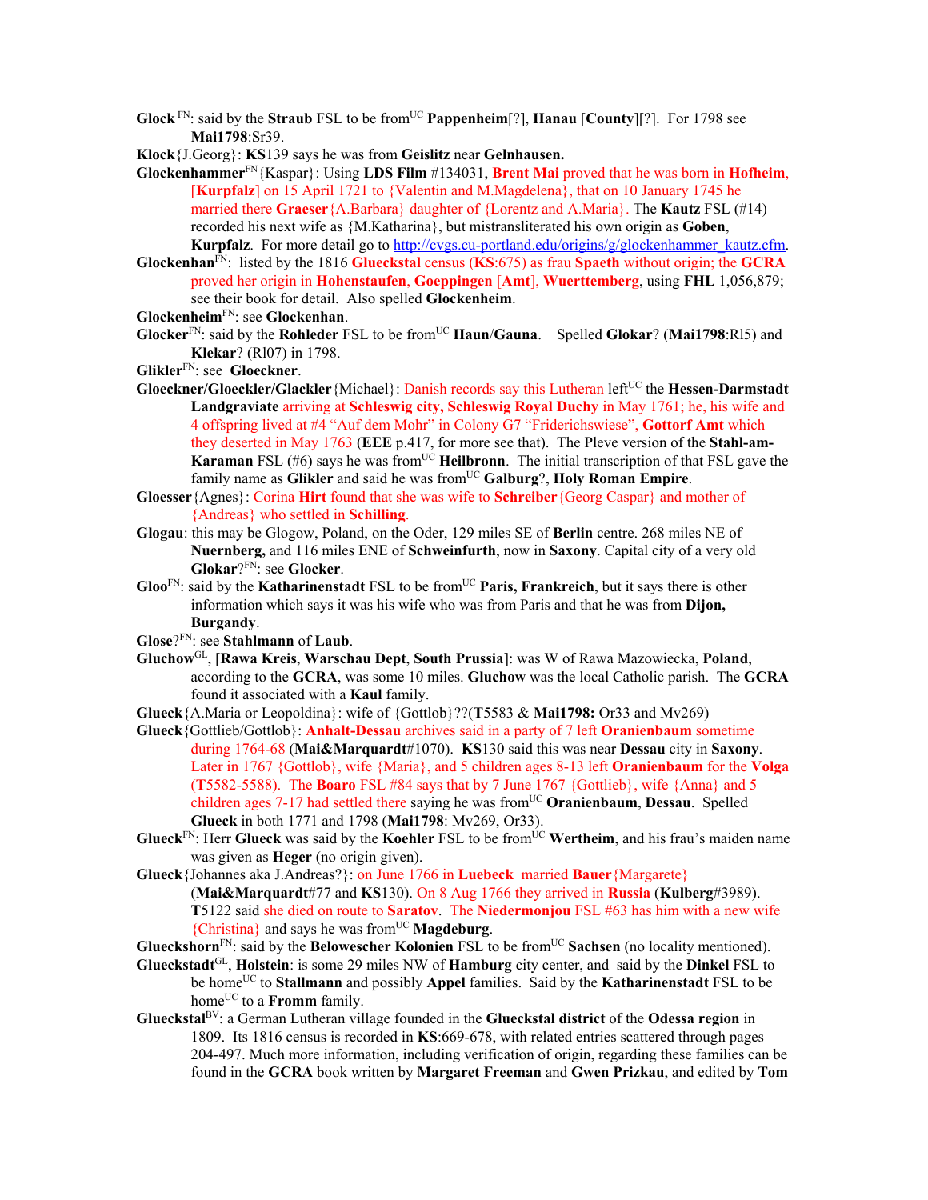**Glock** [FN]: said by the **Straub** FSL to be from[UC] **Pappenheim**[?], **Hanau** [**County**][?]. For 1798 see **Mai1798**:Sr39.

**Klock**{J.Georg}: **KS**139 says he was from **Geislitz** near **Gelnhausen.**

**Glockenhammer**[FN]{Kaspar}: Using **LDS Film** #134031, **Brent Mai** proved that he was born in **Hofheim**, [**Kurpfalz**] on 15 April 1721 to {Valentin and M.Magdelena}, that on 10 January 1745 he married there **Graeser**{A.Barbara} daughter of {Lorentz and A.Maria}. The **Kautz** FSL (#14) recorded his next wife as {M.Katharina}, but mistransliterated his own origin as **Goben**, **Kurpfalz**. For more detail go to http://cvgs.cu-portland.edu/origins/g/glockenhammer_kautz.cfm.

**Glockenhan**[FN]: listed by the 1816 **Glueckstal** census (**KS**:675) as frau **Spaeth** without origin; the **GCRA** proved her origin in **Hohenstaufen**, **Goeppingen** [**Amt**], **Wuerttemberg**, using **FHL** 1,056,879; see their book for detail. Also spelled **Glockenheim**.

**Glockenheim**[FN]: see **Glockenhan**.

**Glocker**[FN]: said by the **Rohleder** FSL to be from[UC] **Haun**/**Gauna**. Spelled **Glokar**? (**Mai1798**:Rl5) and **Klekar**? (Rl07) in 1798.

**Glikler**[FN]: see **Gloeckner**.

**Gloeckner/Gloeckler/Glackler**{Michael}: Danish records say this Lutheran left[UC] the **Hessen-Darmstadt Landgraviate** arriving at **Schleswig city, Schleswig Royal Duchy** in May 1761; he, his wife and 4 offspring lived at #4 "Auf dem Mohr" in Colony G7 "Friderichswiese", **Gottorf Amt** which they deserted in May 1763 (**EEE** p.417, for more see that). The Pleve version of the **Stahl-am-Karaman** FSL (#6) says he was from[UC] **Heilbronn**. The initial transcription of that FSL gave the family name as **Glikler** and said he was from[UC] **Galburg**?, **Holy Roman Empire**.

**Gloesser**{Agnes}: Corina **Hirt** found that she was wife to **Schreiber**{Georg Caspar} and mother of {Andreas} who settled in **Schilling**.

**Glogau**: this may be Glogow, Poland, on the Oder, 129 miles SE of **Berlin** centre. 268 miles NE of **Nuernberg,** and 116 miles ENE of **Schweinfurth**, now in **Saxony**. Capital city of a very old

**Glokar**?[FN]: see **Glocker**.

**Gloo**[FN]: said by the **Katharinenstadt** FSL to be from[UC] **Paris, Frankreich**, but it says there is other information which says it was his wife who was from Paris and that he was from **Dijon, Burgandy**.

**Glose**?[FN]: see **Stahlmann** of **Laub**.

**Gluchow**[GL], [**Rawa Kreis**, **Warschau Dept**, **South Prussia**]: was W of Rawa Mazowiecka, **Poland**, according to the **GCRA**, was some 10 miles. **Gluchow** was the local Catholic parish. The **GCRA** found it associated with a **Kaul** family.

**Glueck**{A.Maria or Leopoldina}: wife of {Gottlob}??(**T**5583 & **Mai1798:** Or33 and Mv269)

**Glueck**{Gottlieb/Gottlob}: **Anhalt-Dessau** archives said in a party of 7 left **Oranienbaum** sometime during 1764-68 (**Mai&Marquardt**#1070). **KS**130 said this was near **Dessau** city in **Saxony**. Later in 1767 {Gottlob}, wife {Maria}, and 5 children ages 8-13 left **Oranienbaum** for the **Volga** (**T**5582-5588). The **Boaro** FSL #84 says that by 7 June 1767 {Gottlieb}, wife {Anna} and 5 children ages 7-17 had settled there saying he was from[UC] **Oranienbaum**, **Dessau**. Spelled **Glueck** in both 1771 and 1798 (**Mai1798**: Mv269, Or33).

**Glueck**[FN]: Herr **Glueck** was said by the **Koehler** FSL to be from[UC] **Wertheim**, and his frau's maiden name was given as **Heger** (no origin given).

**Glueck**{Johannes aka J.Andreas?}: on June 1766 in **Luebeck** married **Bauer**{Margarete} (**Mai&Marquardt**#77 and **KS**130). On 8 Aug 1766 they arrived in **Russia** (**Kulberg**#3989). **T**5122 said she died on route to **Saratov**. The **Niedermonjou** FSL #63 has him with a new wife {Christina} and says he was from[UC] **Magdeburg**.

**Gluckshorn**[FN]: said by the **Belowescher Kolonien** FSL to be from[UC] **Sachsen** (no locality mentioned).

**Glueckstadt**[GL], **Holstein**: is some 29 miles NW of **Hamburg** city center, and said by the **Dinkel** FSL to be home[UC] to **Stallmann** and possibly **Appel** families. Said by the **Katharinenstadt** FSL to be home[UC] to a **Fromm** family.

**Gluecksta**l[BV]: a German Lutheran village founded in the **Glueckstal district** of the **Odessa region** in 1809. Its 1816 census is recorded in **KS**:669-678, with related entries scattered through pages 204-497. Much more information, including verification of origin, regarding these families can be found in the **GCRA** book written by **Margaret Freeman** and **Gwen Prizkau**, and edited by **Tom**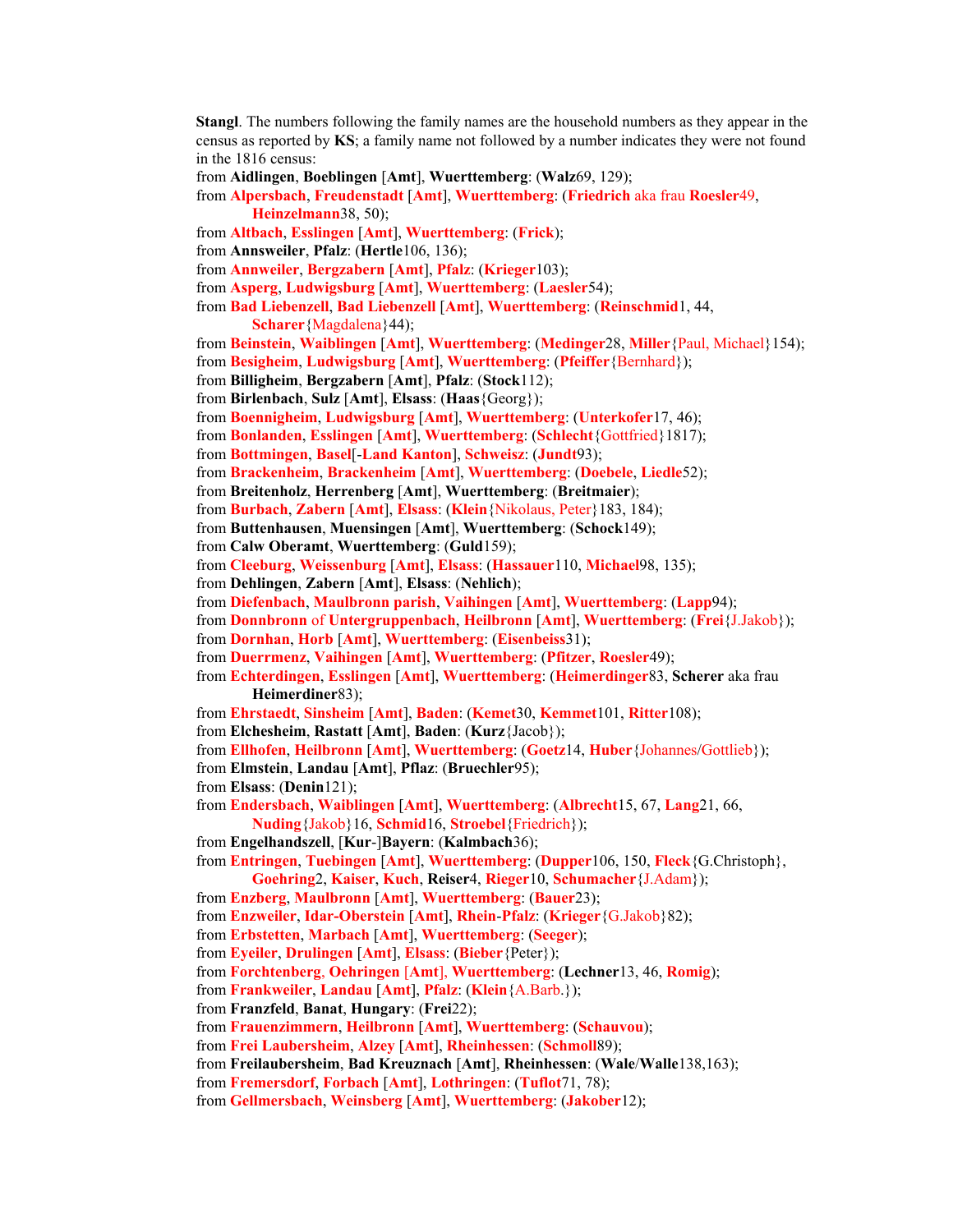**Stangl**. The numbers following the family names are the household numbers as they appear in the census as reported by **KS**; a family name not followed by a number indicates they were not found in the 1816 census:

from **Aidlingen**, **Boeblingen** [**Amt**], **Wuerttemberg**: (**Walz**69, 129);

from **Alpersbach**, **Freudenstadt** [**Amt**], **Wuerttemberg**: (**Friedrich** aka frau **Roesler**49, **Heinzelmann**38, 50);

from **Altbach**, **Esslingen** [**Amt**], **Wuerttemberg**: (**Frick**);

from **Annsweiler**, **Pfalz**: (**Hertle**106, 136);

from **Annweiler**, **Bergzabern** [**Amt**], **Pfalz**: (**Krieger**103);

from **Asperg**, **Ludwigsburg** [**Amt**], **Wuerttemberg**: (**Laesler**54);

from **Bad Liebenzell**, **Bad Liebenzell** [**Amt**], **Wuerttemberg**: (**Reinschmid**1, 44, **Scharer**{Magdalena}44);

from **Beinstein**, **Waiblingen** [**Amt**], **Wuerttemberg**: (**Medinger**28, **Miller**{Paul, Michael}154);

from **Besigheim**, **Ludwigsburg** [**Amt**], **Wuerttemberg**: (**Pfeiffer**{Bernhard});

from **Billigheim**, **Bergzabern** [**Amt**], **Pfalz**: (**Stock**112);

from **Birlenbach**, **Sulz** [**Amt**], **Elsass**: (**Haas**{Georg});

from **Boennigheim**, **Ludwigsburg** [**Amt**], **Wuerttemberg**: (**Unterkofer**17, 46);

from **Bonlanden**, **Esslingen** [**Amt**], **Wuerttemberg**: (**Schlecht**{Gottfried}1817);

from **Bottmingen**, **Basel**[-**Land Kanton**], **Schweisz**: (**Jundt**93);

from **Brackenheim**, **Brackenheim** [**Amt**], **Wuerttemberg**: (**Doebele**, **Liedle**52);

from **Breitenholz**, **Herrenberg** [**Amt**], **Wuerttemberg**: (**Breitmaier**);

from **Burbach**, **Zabern** [**Amt**], **Elsass**: (**Klein**{Nikolaus, Peter}183, 184);

from **Buttenhausen**, **Muensingen** [**Amt**], **Wuerttemberg**: (**Schock**149);

from **Calw Oberamt**, **Wuerttemberg**: (**Guld**159);

from **Cleeburg**, **Weissenburg** [**Amt**], **Elsass**: (**Hassauer**110, **Michael**98, 135);

from **Dehlingen**, **Zabern** [**Amt**], **Elsass**: (**Nehlich**);

from **Diefenbach**, **Maulbronn parish**, **Vaihingen** [**Amt**], **Wuerttemberg**: (**Lapp**94);

from **Donnbronn** of **Untergruppenbach**, **Heilbronn** [**Amt**], **Wuerttemberg**: (**Frei**{J.Jakob});

from **Dornhan**, **Horb** [**Amt**], **Wuerttemberg**: (**Eisenbeiss**31);

from **Duerrmenz**, **Vaihingen** [**Amt**], **Wuerttemberg**: (**Pfitzer**, **Roesler**49);

from **Echterdingen**, **Esslingen** [**Amt**], **Wuerttemberg**: (**Heimerdinger**83, **Scherer** aka frau **Heimerdiner**83);

from **Ehrstaedt**, **Sinsheim** [**Amt**], **Baden**: (**Kemet**30, **Kemmet**101, **Ritter**108);

from **Elchesheim**, **Rastatt** [**Amt**], **Baden**: (**Kurz**{Jacob});

from **Ellhofen**, **Heilbronn** [**Amt**], **Wuerttemberg**: (**Goetz**14, **Huber**{Johannes/Gottlieb});

from **Elmstein**, **Landau** [**Amt**], **Pflaz**: (**Bruechler**95);

from **Elsass**: (**Denin**121);

from **Endersbach**, **Waiblingen** [**Amt**], **Wuerttemberg**: (**Albrecht**15, 67, **Lang**21, 66, **Nuding**{Jakob}16, **Schmid**16, **Stroebel**{Friedrich});

from **Engelhandszell**, [**Kur**-]**Bayern**: (**Kalmbach**36);

from **Entringen**, **Tuebingen** [**Amt**], **Wuerttemberg**: (**Dupper**106, 150, **Fleck**{G.Christoph}, **Goehring**2, **Kaiser**, **Kuch**, **Reiser**4, **Rieger**10, **Schumacher**{J.Adam});

from **Enzberg**, **Maulbronn** [**Amt**], **Wuerttemberg**: (**Bauer**23);

from **Enzweiler**, **Idar-Oberstein** [**Amt**], **Rhein**-**Pfalz**: (**Krieger**{G.Jakob}82);

from **Erbstetten**, **Marbach** [**Amt**], **Wuerttemberg**: (**Seeger**);

from **Eyeiler**, **Drulingen** [**Amt**], **Elsass**: (**Bieber**{Peter});

from **Forchtenberg**, **Oehringen** [**Amt**], **Wuerttemberg**: (**Lechner**13, 46, **Romig**);

from **Frankweiler**, **Landau** [**Amt**], **Pfalz**: (**Klein**{A.Barb.});

from **Franzfeld**, **Banat**, **Hungary**: (**Frei**22);

from **Frauenzimmern**, **Heilbronn** [**Amt**], **Wuerttemberg**: (**Schauvou**);

from **Frei Laubersheim**, **Alzey** [**Amt**], **Rheinhessen**: (**Schmoll**89);

from **Freilaubersheim**, **Bad Kreuznach** [**Amt**], **Rheinhessen**: (**Wale**/**Walle**138,163);

from **Fremersdorf**, **Forbach** [**Amt**], **Lothringen**: (**Tuflot**71, 78);

from **Gellmersbach**, **Weinsberg** [**Amt**], **Wuerttemberg**: (**Jakober**12);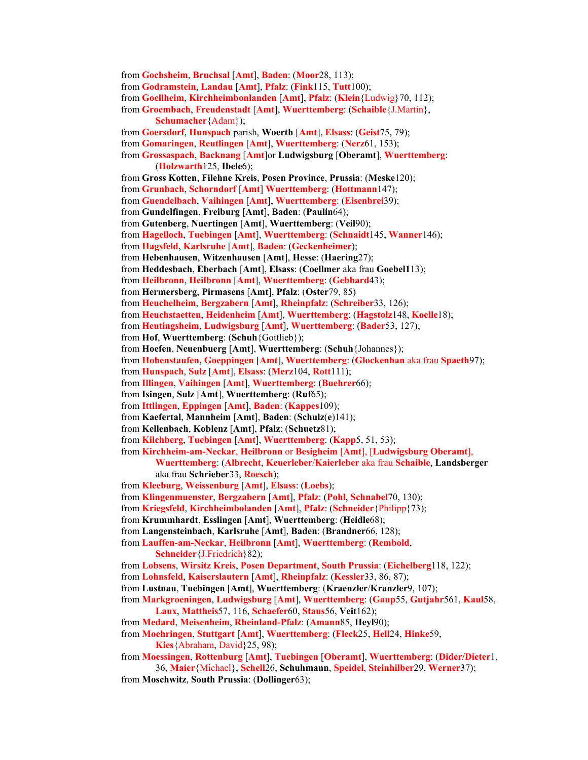from **Gochsheim**, **Bruchsal** [**Amt**], **Baden**: (**Moor**28, 113);
from **Godramstein**, **Landau** [**Amt**], **Pfalz**: (**Fink**115, **Tutt**100);
from **Goellheim**, **Kirchheimbonlanden** [**Amt**], **Pfalz**: (**Klein**{Ludwig}70, 112);
from **Groembach**, **Freudenstadt** [**Amt**], **Wuerttemberg**: (**Schaible**{J.Martin}, **Schumacher**{Adam});
from **Goersdorf**, **Hunspach** parish, **Woerth** [**Amt**], **Elsass**: (**Geist**75, 79);
from **Gomaringen**, **Reutlingen** [**Amt**], **Wuerttemberg**: (**Nerz**61, 153);
from **Grossaspach**, **Backnang** [**Amt**]or **Ludwigsburg** [**Oberamt**], **Wuerttemberg**: (**Holzwarth**125, **Ibele**6);
from **Gross Kotten**, **Filehne Kreis**, **Posen Province**, **Prussia**: (**Meske**120);
from **Grunbach**, **Schorndorf** [**Amt**] **Wuerttemberg**: (**Hottmann**147);
from **Guendelbach**, **Vaihingen** [**Amt**], **Wuerttemberg**: (**Eisenbrei**39);
from **Gundelfingen**, **Freiburg** [**Amt**], **Baden**: (**Paulin**64);
from **Gutenberg**, **Nuertingen** [**Amt**], **Wuerttemberg**: (**Veil**90);
from **Hagelloch**, **Tuebingen** [**Amt**], **Wuerttemberg**: (**Schnaidt**145, **Wanner**146);
from **Hagsfeld**, **Karlsruhe** [**Amt**], **Baden**: (**Geckenheimer**);
from **Hebenhausen**, **Witzenhausen** [**Amt**], **Hesse**: (**Haering**27);
from **Heddesbach**, **Eberbach** [**Amt**], **Elsass**: (**Coellmer** aka frau **Goebel1**13);
from **Heilbronn**, **Heilbronn** [**Amt**], **Wuerttemberg**: (**Gebhard**43);
from **Hermersberg**, **Pirmasens** [**Amt**], **Pfalz**: (**Oster**79, 85)
from **Heuchelheim**, **Bergzabern** [**Amt**], **Rheinpfalz**: (**Schreiber**33, 126);
from **Heuchstaetten**, **Heidenheim** [**Amt**], **Wuerttemberg**: (**Hagstolz**148, **Koelle**18);
from **Heutingsheim**, **Ludwigsburg** [**Amt**], **Wuerttemberg**: (**Bader**53, 127);
from **Hof**, **Wuerttemberg**: (**Schuh**{Gottlieb});
from **Hoefen**, **Neuenbuerg** [**Amt**], **Wuerttemberg**: (**Schuh**{Johannes});
from **Hohenstaufen**, **Goeppingen** [**Amt**], **Wuerttemberg**: (**Glockenhan** aka frau **Spaeth**97);
from **Hunspach**, **Sulz** [**Amt**], **Elsass**: (**Merz**104, **Rott**111);
from **Illingen**, **Vaihingen** [**Amt**], **Wuerttemberg**: (**Buehrer**66);
from **Isingen**, **Sulz** [**Amt**], **Wuerttemberg**: (**Ruf**65);
from **Ittlingen**, **Eppingen** [**Amt**], **Baden**: (**Kappes**109);
from **Kaefertal**, **Mannheim** [**Amt**], **Baden**: (**Schulz**(**e**)141);
from **Kellenbach**, **Koblenz** [**Amt**], **Pfalz**: (**Schuetz**81);
from **Kilchberg**, **Tuebingen** [**Amt**], **Wuerttemberg**: (**Kapp**5, 51, 53);
from **Kirchheim-am-Neckar**, **Heilbronn** or **Besigheim** [**Amt**], [**Ludwigsburg Oberamt**], **Wuerttemberg**: (**Albrecht**, **Keuerleber**/**Kaierleber** aka frau **Schaible**, **Landsberger** aka frau **Schrieber**33, **Roesch**);
from **Kleeburg**, **Weissenburg** [**Amt**], **Elsass**: (**Loebs**);
from **Klingenmuenster**, **Bergzabern** [**Amt**], **Pfalz**: (**Pohl**, **Schnabel**70, 130);
from **Kriegsfeld**, **Kirchheimbolanden** [**Amt**], **Pfalz**: (**Schneider**{Philipp}73);
from **Krummhardt**, **Esslingen** [**Amt**], **Wuerttemberg**: (**Heidle**68);
from **Langensteinbach**, **Karlsruhe** [**Amt**], **Baden**: (**Brandner**66, 128);
from **Lauffen-am-Neckar**, **Heilbronn** [**Amt**], **Wuerttemberg**: (**Rembold**, **Schneider**{J.Friedrich}82);
from **Lobsens**, **Wirsitz Kreis**, **Posen Department**, **South Prussia**: (**Eichelberg**118, 122);
from **Lohnsfeld**, **Kaiserslautern** [**Amt**], **Rheinpfalz**: (**Kessler**33, 86, 87);
from **Lustnau**, **Tuebingen** [**Amt**], **Wuerttemberg**: (**Kraenzler**/**Kranzler**9, 107);
from **Markgroeningen**, **Ludwigsburg** [**Amt**], **Wuerttemberg**: (**Gaup**55, **Gutjahr**561, **Kaul**58, **Laux**, **Mattheis**57, 116, **Schaefer**60, **Staus**56, **Veit**162);
from **Medard**, **Meisenheim**, **Rheinland-Pfalz**: (**Amann**85, **Heyl**90);
from **Moehringen**, **Stuttgart** [**Amt**], **Wuerttemberg**: (**Fleck**25, **Hell**24, **Hinke**59, **Kies**{Abraham, David}25, 98);
from **Moessingen**, **Rottenburg** [**Amt**], **Tuebingen** [**Oberamt**], **Wuerttemberg**: (**Dider/Dieter**1, 36, **Maier**{Michael}, **Schell**26, **Schuhmann**, **Speidel**, **Steinhilber**29, **Werner**37);
from **Moschwitz**, **South Prussia**: (**Dollinger**63);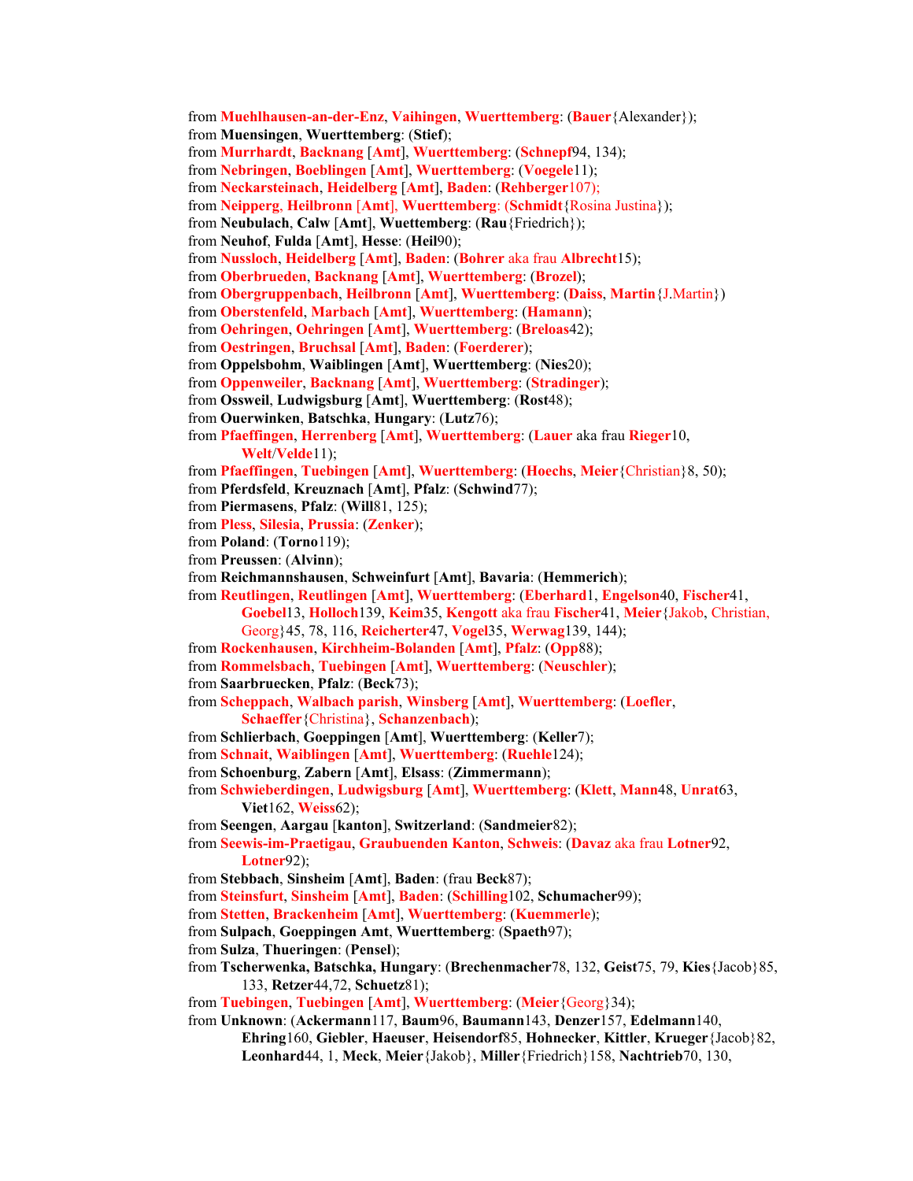from **Muehlhausen-an-der-Enz**, **Vaihingen**, **Wuerttemberg**: (**Bauer**{Alexander});
from **Muensingen**, **Wuerttemberg**: (**Stief**);
from **Murrhardt**, **Backnang** [**Amt**], **Wuerttemberg**: (**Schnepf**94, 134);
from **Nebringen**, **Boeblingen** [**Amt**], **Wuerttemberg**: (**Voegele**11);
from **Neckarsteinach**, **Heidelberg** [**Amt**], **Baden**: (**Rehberger**107);
from **Neipperg**, **Heilbronn** [**Amt**], **Wuerttemberg**: (**Schmidt**{Rosina Justina});
from **Neubulach**, **Calw** [**Amt**], **Wuettemberg**: (**Rau**{Friedrich});
from **Neuhof**, **Fulda** [**Amt**], **Hesse**: (**Heil**90);
from **Nussloch**, **Heidelberg** [**Amt**], **Baden**: (**Bohrer** aka frau **Albrecht**15);
from **Oberbrueden**, **Backnang** [**Amt**], **Wuerttemberg**: (**Brozel**);
from **Obergruppenbach**, **Heilbronn** [**Amt**], **Wuerttemberg**: (**Daiss**, **Martin**{J.Martin})
from **Oberstenfeld**, **Marbach** [**Amt**], **Wuerttemberg**: (**Hamann**);
from **Oehringen**, **Oehringen** [**Amt**], **Wuerttemberg**: (**Breloas**42);
from **Oestringen**, **Bruchsal** [**Amt**], **Baden**: (**Foerderer**);
from **Oppelsbohm**, **Waiblingen** [**Amt**], **Wuerttemberg**: (**Nies**20);
from **Oppenweiler**, **Backnang** [**Amt**], **Wuerttemberg**: (**Stradinger**);
from **Ossweil**, **Ludwigsburg** [**Amt**], **Wuerttemberg**: (**Rost**48);
from **Ouerwinken**, **Batschka**, **Hungary**: (**Lutz**76);
from **Pfaeffingen**, **Herrenberg** [**Amt**], **Wuerttemberg**: (**Lauer** aka frau **Rieger**10, **Welt**/**Velde**11);
from **Pfaeffingen**, **Tuebingen** [**Amt**], **Wuerttemberg**: (**Hoechs**, **Meier**{Christian}8, 50);
from **Pferdsfeld**, **Kreuznach** [**Amt**], **Pfalz**: (**Schwind**77);
from **Piermasens**, **Pfalz**: (**Will**81, 125);
from **Pless**, **Silesia**, **Prussia**: (**Zenker**);
from **Poland**: (**Torno**119);
from **Preussen**: (**Alvinn**);
from **Reichmannshausen**, **Schweinfurt** [**Amt**], **Bavaria**: (**Hemmerich**);
from **Reutlingen**, **Reutlingen** [**Amt**], **Wuerttemberg**: (**Eberhard**1, **Engelson**40, **Fischer**41, **Goebel**13, **Holloch**139, **Keim**35, **Kengott** aka frau **Fischer**41, **Meier**{Jakob, Christian, Georg}45, 78, 116, **Reicherter**47, **Vogel**35, **Werwag**139, 144);
from **Rockenhausen**, **Kirchheim-Bolanden** [**Amt**], **Pfalz**: (**Opp**88);
from **Rommelsbach**, **Tuebingen** [**Amt**], **Wuerttemberg**: (**Neuschler**);
from **Saarbruecken**, **Pfalz**: (**Beck**73);
from **Scheppach**, **Walbach parish**, **Winsberg** [**Amt**], **Wuerttemberg**: (**Loefler**, **Schaeffer**{Christina}, **Schanzenbach**);
from **Schlierbach**, **Goeppingen** [**Amt**], **Wuerttemberg**: (**Keller**7);
from **Schnait**, **Waiblingen** [**Amt**], **Wuerttemberg**: (**Ruehle**124);
from **Schoenburg**, **Zabern** [**Amt**], **Elsass**: (**Zimmermann**);
from **Schwieberdingen**, **Ludwigsburg** [**Amt**], **Wuerttemberg**: (**Klett**, **Mann**48, **Unrat**63, **Viet**162, **Weiss**62);
from **Seengen**, **Aargau** [**kanton**], **Switzerland**: (**Sandmeier**82);
from **Seewis-im-Praetigau**, **Graubuenden Kanton**, **Schweis**: (**Davaz** aka frau **Lotner**92, **Lotner**92);
from **Stebbach**, **Sinsheim** [**Amt**], **Baden**: (frau **Beck**87);
from **Steinsfurt**, **Sinsheim** [**Amt**], **Baden**: (**Schilling**102, **Schumacher**99);
from **Stetten**, **Brackenheim** [**Amt**], **Wuerttemberg**: (**Kuemmerle**);
from **Sulpach**, **Goeppingen Amt**, **Wuerttemberg**: (**Spaeth**97);
from **Sulza**, **Thueringen**: (**Pensel**);
from **Tscherwenka, Batschka, Hungary**: (**Brechenmacher**78, 132, **Geist**75, 79, **Kies**{Jacob}85, 133, **Retzer**44,72, **Schuetz**81);
from **Tuebingen**, **Tuebingen** [**Amt**], **Wuerttemberg**: (**Meier**{Georg}34);
from **Unknown**: (**Ackermann**117, **Baum**96, **Baumann**143, **Denzer**157, **Edelmann**140, **Ehring**160, **Giebler**, **Haeuser**, **Heisendorf**85, **Hohnecker**, **Kittler**, **Krueger**{Jacob}82, **Leonhard**44, 1, **Meck**, **Meier**{Jakob}, **Miller**{Friedrich}158, **Nachtrieb**70, 130,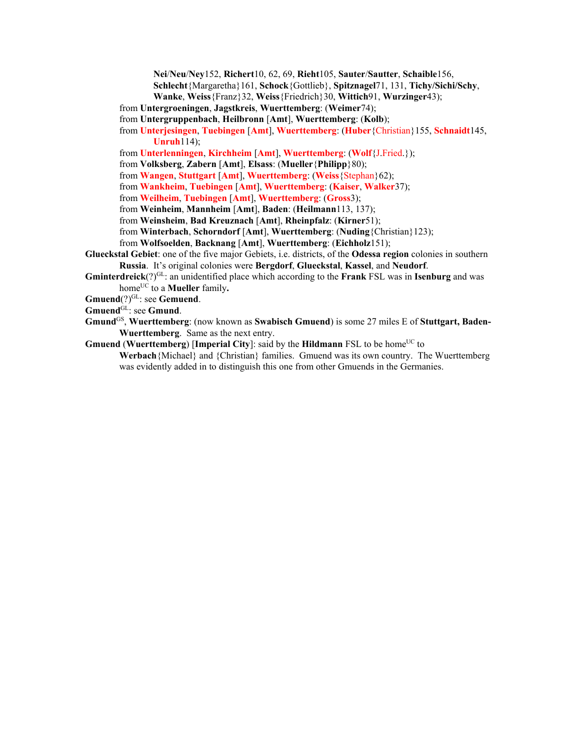**Nei**/**Neu**/**Ney**152, **Richert**10, 62, 69, **Richt**105, **Sauter**/**Sautter**, **Schaible**156, **Schlecht**{Margaretha}161, **Schock**{Gottlieb}, **Spitznagel**71, 131, **Tichy/Sichi/Schy**, **Wanke**, **Weiss**{Franz}32, **Weiss**{Friedrich}30, **Wittich**91, **Wurzinger**43);

from **Untergroeningen**, **Jagstkreis**, **Wuerttemberg**: (**Weimer**74);

from **Untergruppenbach**, **Heilbronn** [**Amt**], **Wuerttemberg**: (**Kolb**);

from **Unterjesingen**, **Tuebingen** [**Amt**], **Wuerttemberg**: (**Huber**{Christian}155, **Schnaidt**145, **Unruh**114);

from **Unterlenningen**, **Kirchheim** [**Amt**], **Wuerttemberg**: (**Wolf**{J.Fried.});

from **Volksberg**, **Zabern** [**Amt**], **Elsass**: (**Mueller**{**Philipp**}80);

from **Wangen**, **Stuttgart** [**Amt**], **Wuerttemberg**: (**Weiss**{Stephan}62);

from **Wankheim**, **Tuebingen** [**Amt**], **Wuerttemberg**: (**Kaiser**, **Walker**37);

from **Weilheim**, **Tuebingen** [**Amt**], **Wuerttemberg**: (**Gross**3);

from **Weinheim**, **Mannheim** [**Amt**], **Baden**: (**Heilmann**113, 137);

from **Weinsheim**, **Bad Kreuznach** [**Amt**], **Rheinpfalz**: (**Kirner**51);

from **Winterbach**, **Schorndorf** [**Amt**], **Wuerttemberg**: (**Nuding**{Christian}123);

from **Wolfsoelden**, **Backnang** [**Amt**], **Wuerttemberg**: (**Eichholz**151);

**Glueckstal Gebiet**: one of the five major Gebiets, i.e. districts, of the **Odessa region** colonies in southern **Russia**. It's original colonies were **Bergdorf**, **Glueckstal**, **Kassel**, and **Neudorf**.

**Gminterdreick**(?)[GL]: an unidentified place which according to the **Frank** FSL was in **Isenburg** and was home[UC] to a **Mueller** family**.**

**Gmuend**(?)[GL]: see **Gemuend**.

**Gmuend**[GL]: see **Gmund**.

**Gmund**[GS], **Wuerttemberg**: (now known as **Swabisch Gmuend**) is some 27 miles E of **Stuttgart, Baden-Wuerttemberg**. Same as the next entry.

**Gmuend** (**Wuerttemberg**) [**Imperial City**]: said by the **Hildmann** FSL to be home[UC] to **Werbach**{Michael} and {Christian} families. Gmuend was its own country. The Wuerttemberg was evidently added in to distinguish this one from other Gmuends in the Germanies.